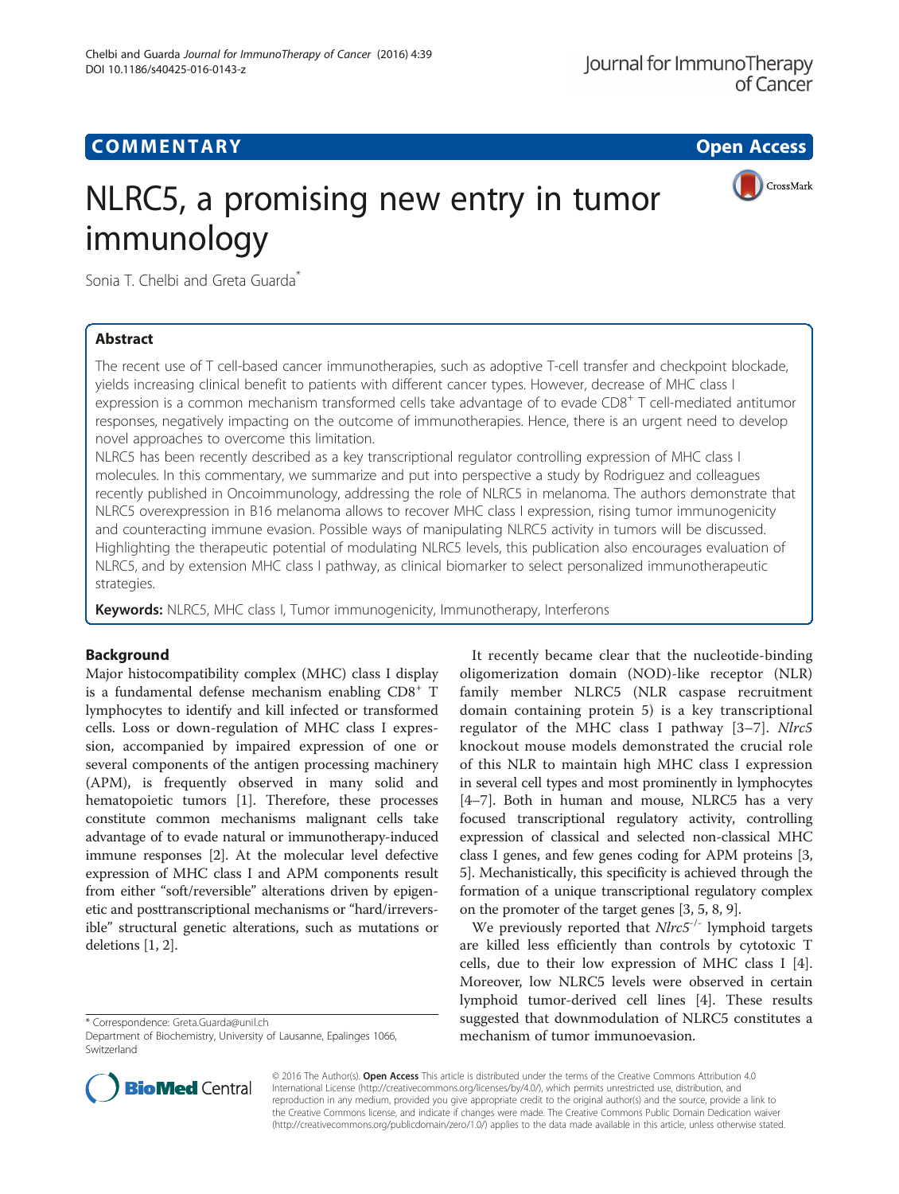COMMENTARY Open Access

# NLRC5, a promising new entry in tumor immunology

Sonia T. Chelbi and Greta Guarda*

## Abstract

The recent use of T cell-based cancer immunotherapies, such as adoptive T-cell transfer and checkpoint blockade, yields increasing clinical benefit to patients with different cancer types. However, decrease of MHC class I expression is a common mechanism transformed cells take advantage of to evade CD8+ T cell-mediated antitumor responses, negatively impacting on the outcome of immunotherapies. Hence, there is an urgent need to develop novel approaches to overcome this limitation.

NLRC5 has been recently described as a key transcriptional regulator controlling expression of MHC class I molecules. In this commentary, we summarize and put into perspective a study by Rodriguez and colleagues recently published in Oncoimmunology, addressing the role of NLRC5 in melanoma. The authors demonstrate that NLRC5 overexpression in B16 melanoma allows to recover MHC class I expression, rising tumor immunogenicity and counteracting immune evasion. Possible ways of manipulating NLRC5 activity in tumors will be discussed. Highlighting the therapeutic potential of modulating NLRC5 levels, this publication also encourages evaluation of NLRC5, and by extension MHC class I pathway, as clinical biomarker to select personalized immunotherapeutic strategies.

**Keywords:** NLRC5, MHC class I, Tumor immunogenicity, Immunotherapy, Interferons

## Background

Major histocompatibility complex (MHC) class I display is a fundamental defense mechanism enabling CD8+ T lymphocytes to identify and kill infected or transformed cells. Loss or down-regulation of MHC class I expression, accompanied by impaired expression of one or several components of the antigen processing machinery (APM), is frequently observed in many solid and hematopoietic tumors [1]. Therefore, these processes constitute common mechanisms malignant cells take advantage of to evade natural or immunotherapy-induced immune responses [2]. At the molecular level defective expression of MHC class I and APM components result from either "soft/reversible" alterations driven by epigenetic and posttranscriptional mechanisms or "hard/irreversible" structural genetic alterations, such as mutations or deletions [1, 2].

It recently became clear that the nucleotide-binding oligomerization domain (NOD)-like receptor (NLR) family member NLRC5 (NLR caspase recruitment domain containing protein 5) is a key transcriptional regulator of the MHC class I pathway [3–7]. *Nlrc5* knockout mouse models demonstrated the crucial role of this NLR to maintain high MHC class I expression in several cell types and most prominently in lymphocytes [4–7]. Both in human and mouse, NLRC5 has a very focused transcriptional regulatory activity, controlling expression of classical and selected non-classical MHC class I genes, and few genes coding for APM proteins [3, 5]. Mechanistically, this specificity is achieved through the formation of a unique transcriptional regulatory complex on the promoter of the target genes [3, 5, 8, 9].

We previously reported that *Nlrc5*-/- lymphoid targets are killed less efficiently than controls by cytotoxic T cells, due to their low expression of MHC class I [4]. Moreover, low NLRC5 levels were observed in certain lymphoid tumor-derived cell lines [4]. These results suggested that downmodulation of NLRC5 constitutes a mechanism of tumor immunoevasion.

* Correspondence: Greta.Guarda@unil.ch
Department of Biochemistry, University of Lausanne, Epalinges 1066, Switzerland

© 2016 The Author(s). **Open Access** This article is distributed under the terms of the Creative Commons Attribution 4.0 International License (http://creativecommons.org/licenses/by/4.0/), which permits unrestricted use, distribution, and reproduction in any medium, provided you give appropriate credit to the original author(s) and the source, provide a link to the Creative Commons license, and indicate if changes were made. The Creative Commons Public Domain Dedication waiver (http://creativecommons.org/publicdomain/zero/1.0/) applies to the data made available in this article, unless otherwise stated.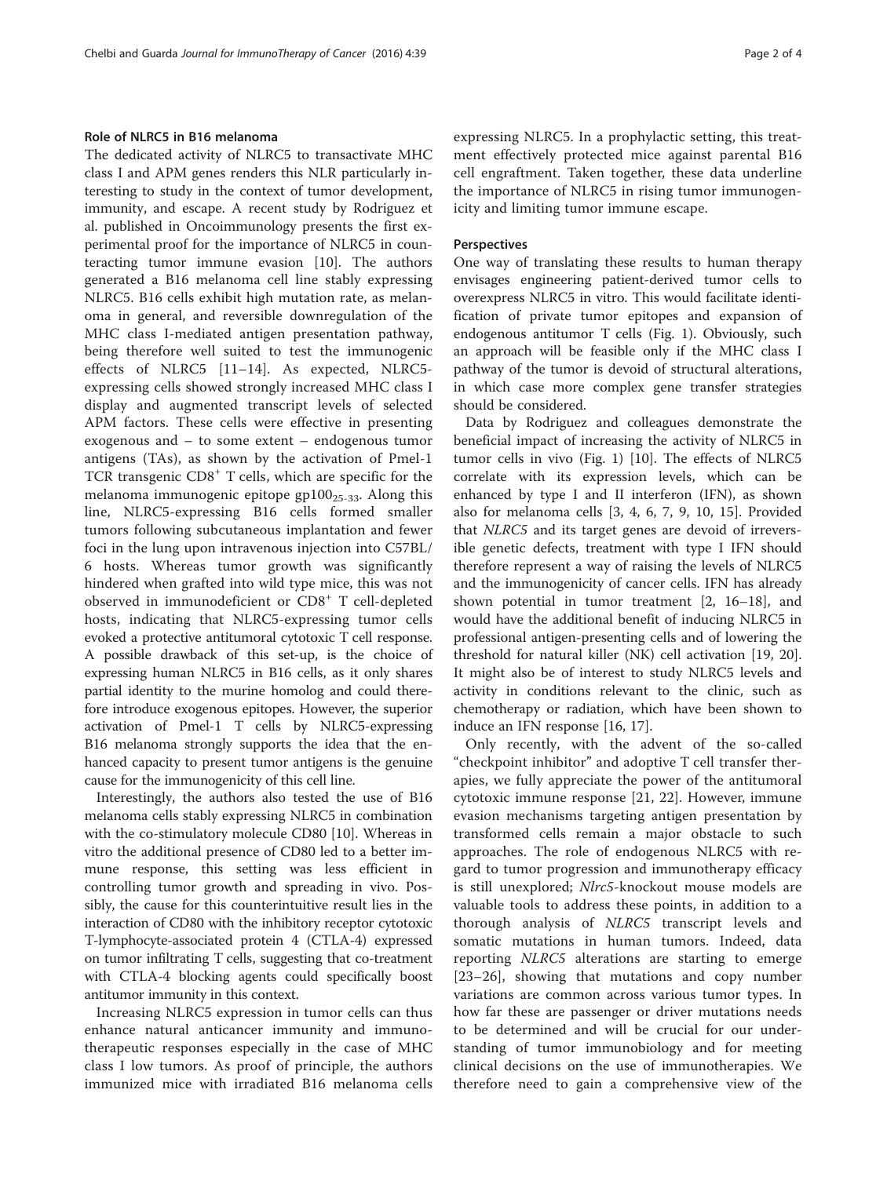### Role of NLRC5 in B16 melanoma

The dedicated activity of NLRC5 to transactivate MHC class I and APM genes renders this NLR particularly interesting to study in the context of tumor development, immunity, and escape. A recent study by Rodriguez et al. published in Oncoimmunology presents the first experimental proof for the importance of NLRC5 in counteracting tumor immune evasion [10]. The authors generated a B16 melanoma cell line stably expressing NLRC5. B16 cells exhibit high mutation rate, as melanoma in general, and reversible downregulation of the MHC class I-mediated antigen presentation pathway, being therefore well suited to test the immunogenic effects of NLRC5 [11–14]. As expected, NLRC5-expressing cells showed strongly increased MHC class I display and augmented transcript levels of selected APM factors. These cells were effective in presenting exogenous and – to some extent – endogenous tumor antigens (TAs), as shown by the activation of Pmel-1 TCR transgenic $CD8^+$ T cells, which are specific for the melanoma immunogenic epitope $gp100_{25-33}$. Along this line, NLRC5-expressing B16 cells formed smaller tumors following subcutaneous implantation and fewer foci in the lung upon intravenous injection into C57BL/6 hosts. Whereas tumor growth was significantly hindered when grafted into wild type mice, this was not observed in immunodeficient or $CD8^+$ T cell-depleted hosts, indicating that NLRC5-expressing tumor cells evoked a protective antitumoral cytotoxic T cell response. A possible drawback of this set-up, is the choice of expressing human NLRC5 in B16 cells, as it only shares partial identity to the murine homolog and could therefore introduce exogenous epitopes. However, the superior activation of Pmel-1 T cells by NLRC5-expressing B16 melanoma strongly supports the idea that the enhanced capacity to present tumor antigens is the genuine cause for the immunogenicity of this cell line.

Interestingly, the authors also tested the use of B16 melanoma cells stably expressing NLRC5 in combination with the co-stimulatory molecule CD80 [10]. Whereas in vitro the additional presence of CD80 led to a better immune response, this setting was less efficient in controlling tumor growth and spreading in vivo. Possibly, the cause for this counterintuitive result lies in the interaction of CD80 with the inhibitory receptor cytotoxic T-lymphocyte-associated protein 4 (CTLA-4) expressed on tumor infiltrating T cells, suggesting that co-treatment with CTLA-4 blocking agents could specifically boost antitumor immunity in this context.

Increasing NLRC5 expression in tumor cells can thus enhance natural anticancer immunity and immunotherapeutic responses especially in the case of MHC class I low tumors. As proof of principle, the authors immunized mice with irradiated B16 melanoma cells expressing NLRC5. In a prophylactic setting, this treatment effectively protected mice against parental B16 cell engraftment. Taken together, these data underline the importance of NLRC5 in rising tumor immunogenicity and limiting tumor immune escape.

### Perspectives

One way of translating these results to human therapy envisages engineering patient-derived tumor cells to overexpress NLRC5 in vitro. This would facilitate identification of private tumor epitopes and expansion of endogenous antitumor T cells (Fig. 1). Obviously, such an approach will be feasible only if the MHC class I pathway of the tumor is devoid of structural alterations, in which case more complex gene transfer strategies should be considered.

Data by Rodriguez and colleagues demonstrate the beneficial impact of increasing the activity of NLRC5 in tumor cells in vivo (Fig. 1) [10]. The effects of NLRC5 correlate with its expression levels, which can be enhanced by type I and II interferon (IFN), as shown also for melanoma cells [3, 4, 6, 7, 9, 10, 15]. Provided that *NLRC5* and its target genes are devoid of irreversible genetic defects, treatment with type I IFN should therefore represent a way of raising the levels of NLRC5 and the immunogenicity of cancer cells. IFN has already shown potential in tumor treatment [2, 16–18], and would have the additional benefit of inducing NLRC5 in professional antigen-presenting cells and of lowering the threshold for natural killer (NK) cell activation [19, 20]. It might also be of interest to study NLRC5 levels and activity in conditions relevant to the clinic, such as chemotherapy or radiation, which have been shown to induce an IFN response [16, 17].

Only recently, with the advent of the so-called "checkpoint inhibitor" and adoptive T cell transfer therapies, we fully appreciate the power of the antitumoral cytotoxic immune response [21, 22]. However, immune evasion mechanisms targeting antigen presentation by transformed cells remain a major obstacle to such approaches. The role of endogenous NLRC5 with regard to tumor progression and immunotherapy efficacy is still unexplored; *Nlrc5*-knockout mouse models are valuable tools to address these points, in addition to a thorough analysis of *NLRC5* transcript levels and somatic mutations in human tumors. Indeed, data reporting *NLRC5* alterations are starting to emerge [23–26], showing that mutations and copy number variations are common across various tumor types. In how far these are passenger or driver mutations needs to be determined and will be crucial for our understanding of tumor immunobiology and for meeting clinical decisions on the use of immunotherapies. We therefore need to gain a comprehensive view of the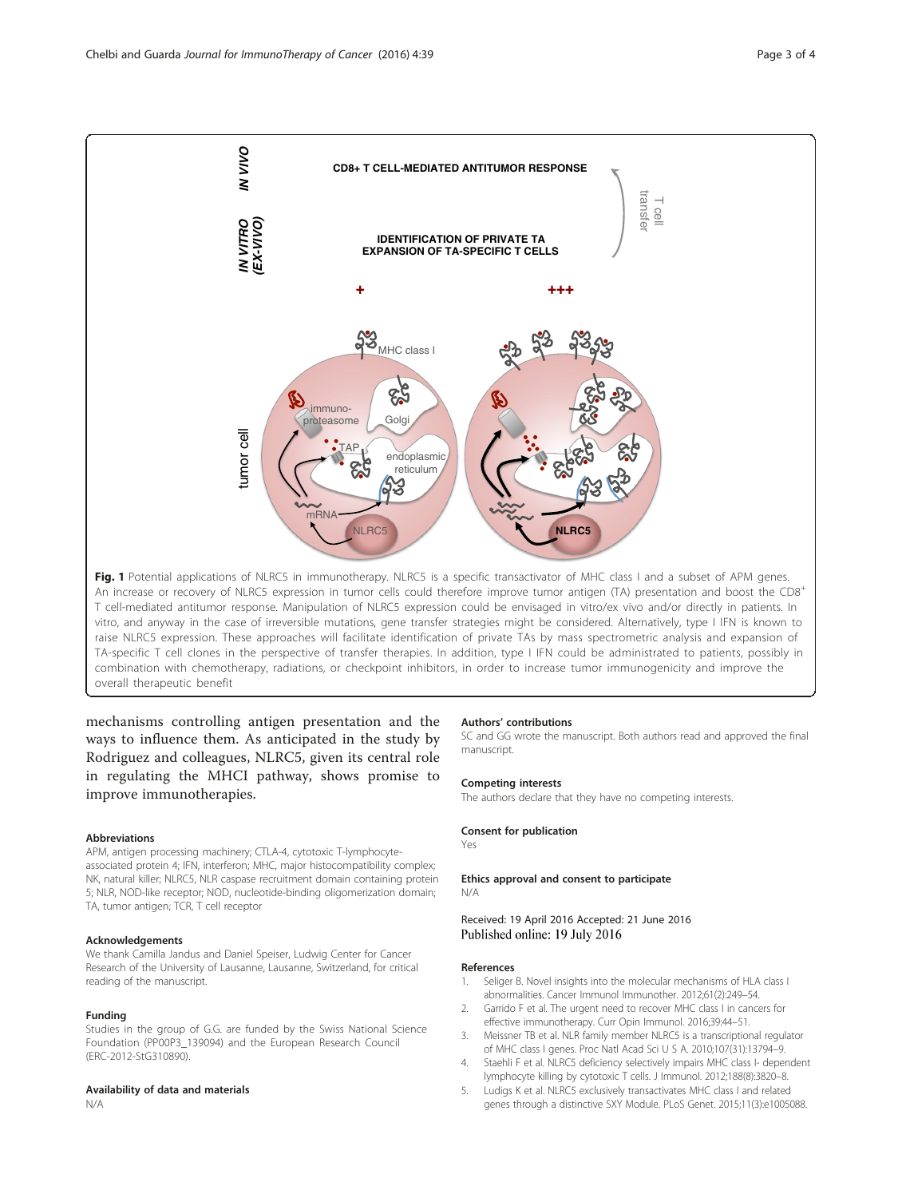**Fig. 1** Potential applications of NLRC5 in immunotherapy. NLRC5 is a specific transactivator of MHC class I and a subset of APM genes. An increase or recovery of NLRC5 expression in tumor cells could therefore improve tumor antigen (TA) presentation and boost the CD8$^{+}$ T cell-mediated antitumor response. Manipulation of NLRC5 expression could be envisaged in vitro/ex vivo and/or directly in patients. In vitro, and anyway in the case of irreversible mutations, gene transfer strategies might be considered. Alternatively, type I IFN is known to raise NLRC5 expression. These approaches will facilitate identification of private TAs by mass spectrometric analysis and expansion of TA-specific T cell clones in the perspective of transfer therapies. In addition, type I IFN could be administrated to patients, possibly in combination with chemotherapy, radiations, or checkpoint inhibitors, in order to increase tumor immunogenicity and improve the overall therapeutic benefit

mechanisms controlling antigen presentation and the ways to influence them. As anticipated in the study by Rodriguez and colleagues, NLRC5, given its central role in regulating the MHCI pathway, shows promise to improve immunotherapies.

#### Abbreviations

APM, antigen processing machinery; CTLA-4, cytotoxic T-lymphocyte-associated protein 4; IFN, interferon; MHC, major histocompatibility complex; NK, natural killer; NLRC5, NLR caspase recruitment domain containing protein 5; NLR, NOD-like receptor; NOD, nucleotide-binding oligomerization domain; TA, tumor antigen; TCR, T cell receptor

#### Acknowledgements

We thank Camilla Jandus and Daniel Speiser, Ludwig Center for Cancer Research of the University of Lausanne, Lausanne, Switzerland, for critical reading of the manuscript.

#### Funding

Studies in the group of G.G. are funded by the Swiss National Science Foundation (PP00P3_139094) and the European Research Council (ERC-2012-StG310890).

#### Availability of data and materials

N/A

#### Authors' contributions

SC and GG wrote the manuscript. Both authors read and approved the final manuscript.

#### Competing interests

The authors declare that they have no competing interests.

#### Consent for publication

Yes

#### Ethics approval and consent to participate

N/A

Received: 19 April 2016 Accepted: 21 June 2016
Published online: 19 July 2016

#### References

1. Seliger B. Novel insights into the molecular mechanisms of HLA class I abnormalities. Cancer Immunol Immunother. 2012;61(2):249–54.
2. Garrido F et al. The urgent need to recover MHC class I in cancers for effective immunotherapy. Curr Opin Immunol. 2016;39:44–51.
3. Meissner TB et al. NLR family member NLRC5 is a transcriptional regulator of MHC class I genes. Proc Natl Acad Sci U S A. 2010;107(31):13794–9.
4. Staehli F et al. NLRC5 deficiency selectively impairs MHC class I- dependent lymphocyte killing by cytotoxic T cells. J Immunol. 2012;188(8):3820–8.
5. Ludigs K et al. NLRC5 exclusively transactivates MHC class I and related genes through a distinctive SXY Module. PLoS Genet. 2015;11(3):e1005088.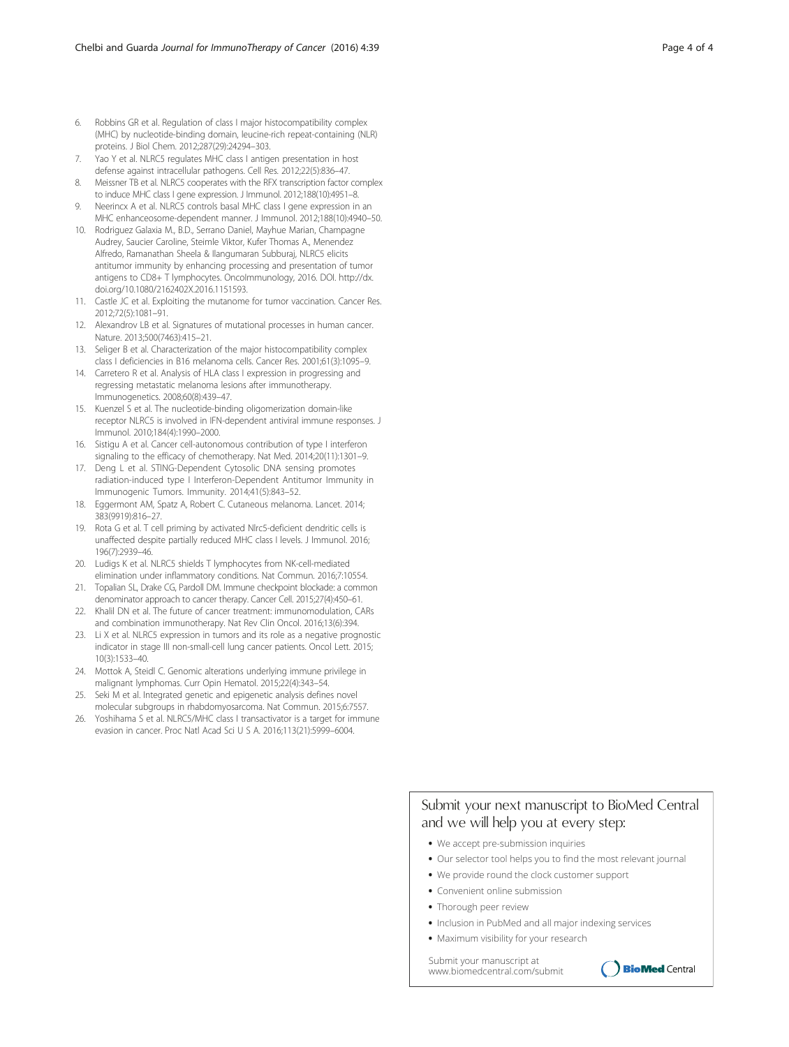6. Robbins GR et al. Regulation of class I major histocompatibility complex (MHC) by nucleotide-binding domain, leucine-rich repeat-containing (NLR) proteins. J Biol Chem. 2012;287(29):24294–303.
7. Yao Y et al. NLRC5 regulates MHC class I antigen presentation in host defense against intracellular pathogens. Cell Res. 2012;22(5):836–47.
8. Meissner TB et al. NLRC5 cooperates with the RFX transcription factor complex to induce MHC class I gene expression. J Immunol. 2012;188(10):4951–8.
9. Neerincx A et al. NLRC5 controls basal MHC class I gene expression in an MHC enhanceosome-dependent manner. J Immunol. 2012;188(10):4940–50.
10. Rodriguez Galaxia M., B.D., Serrano Daniel, Mayhue Marian, Champagne Audrey, Saucier Caroline, Steimle Viktor, Kufer Thomas A., Menendez Alfredo, Ramanathan Sheela & Ilangumaran Subburaj, NLRC5 elicits antitumor immunity by enhancing processing and presentation of tumor antigens to CD8+ T lymphocytes. OncoImmunology, 2016. DOI. http://dx.doi.org/10.1080/2162402X.2016.1151593.
11. Castle JC et al. Exploiting the mutanome for tumor vaccination. Cancer Res. 2012;72(5):1081–91.
12. Alexandrov LB et al. Signatures of mutational processes in human cancer. Nature. 2013;500(7463):415–21.
13. Seliger B et al. Characterization of the major histocompatibility complex class I deficiencies in B16 melanoma cells. Cancer Res. 2001;61(3):1095–9.
14. Carretero R et al. Analysis of HLA class I expression in progressing and regressing metastatic melanoma lesions after immunotherapy. Immunogenetics. 2008;60(8):439–47.
15. Kuenzel S et al. The nucleotide-binding oligomerization domain-like receptor NLRC5 is involved in IFN-dependent antiviral immune responses. J Immunol. 2010;184(4):1990–2000.
16. Sistigu A et al. Cancer cell-autonomous contribution of type I interferon signaling to the efficacy of chemotherapy. Nat Med. 2014;20(11):1301–9.
17. Deng L et al. STING-Dependent Cytosolic DNA sensing promotes radiation-induced type I Interferon-Dependent Antitumor Immunity in Immunogenic Tumors. Immunity. 2014;41(5):843–52.
18. Eggermont AM, Spatz A, Robert C. Cutaneous melanoma. Lancet. 2014; 383(9919):816–27.
19. Rota G et al. T cell priming by activated Nlrc5-deficient dendritic cells is unaffected despite partially reduced MHC class I levels. J Immunol. 2016; 196(7):2939–46.
20. Ludigs K et al. NLRC5 shields T lymphocytes from NK-cell-mediated elimination under inflammatory conditions. Nat Commun. 2016;7:10554.
21. Topalian SL, Drake CG, Pardoll DM. Immune checkpoint blockade: a common denominator approach to cancer therapy. Cancer Cell. 2015;27(4):450–61.
22. Khalil DN et al. The future of cancer treatment: immunomodulation, CARs and combination immunotherapy. Nat Rev Clin Oncol. 2016;13(6):394.
23. Li X et al. NLRC5 expression in tumors and its role as a negative prognostic indicator in stage III non-small-cell lung cancer patients. Oncol Lett. 2015; 10(3):1533–40.
24. Mottok A, Steidl C. Genomic alterations underlying immune privilege in malignant lymphomas. Curr Opin Hematol. 2015;22(4):343–54.
25. Seki M et al. Integrated genetic and epigenetic analysis defines novel molecular subgroups in rhabdomyosarcoma. Nat Commun. 2015;6:7557.
26. Yoshihama S et al. NLRC5/MHC class I transactivator is a target for immune evasion in cancer. Proc Natl Acad Sci U S A. 2016;113(21):5999–6004.

Submit your next manuscript to BioMed Central and we will help you at every step:

- We accept pre-submission inquiries
- Our selector tool helps you to find the most relevant journal
- We provide round the clock customer support
- Convenient online submission
- Thorough peer review
- Inclusion in PubMed and all major indexing services
- Maximum visibility for your research

Submit your manuscript at www.biomedcentral.com/submit